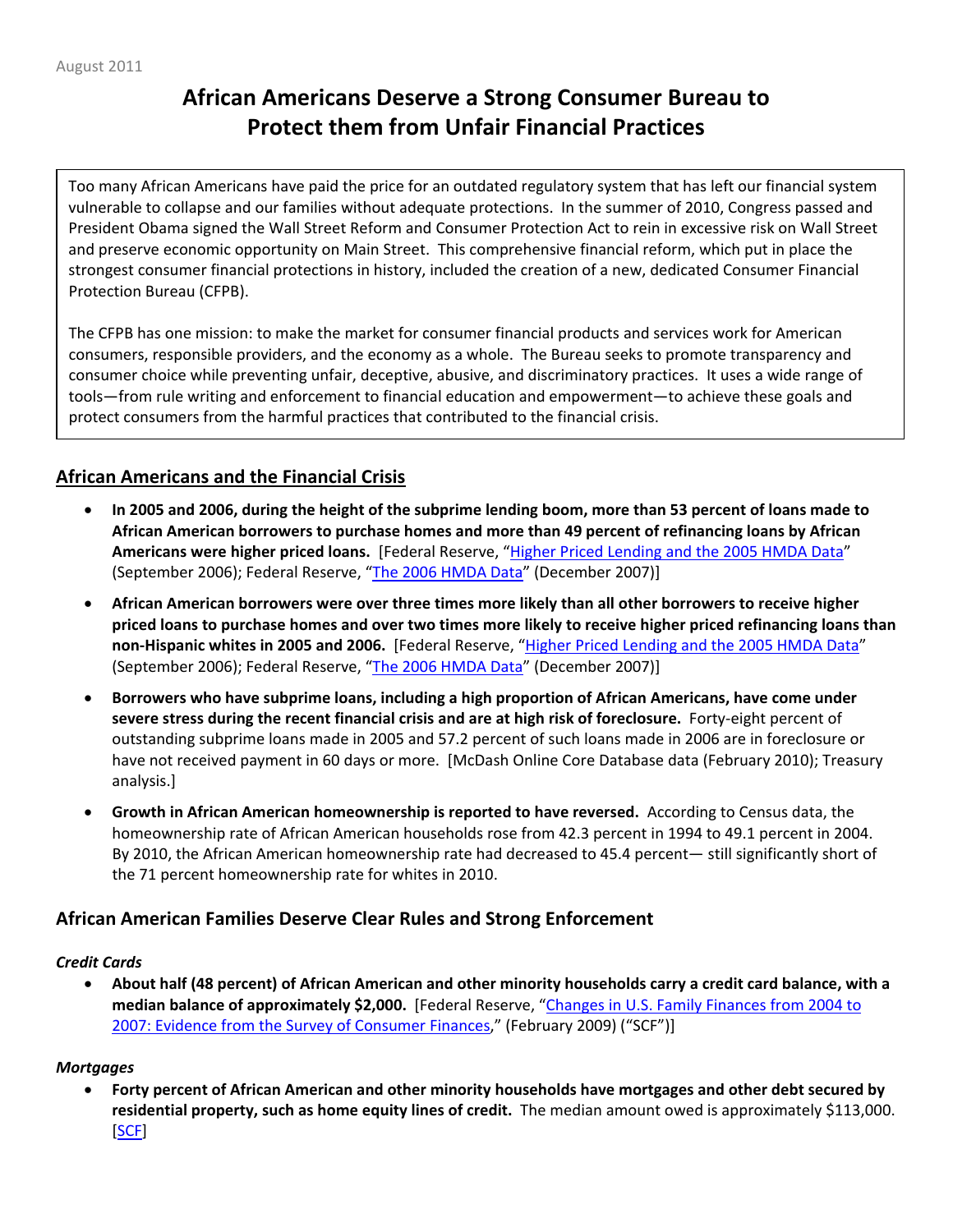August 2011

# African Americans Deserve a Strong Consumer Bureau to Protect them from Unfair Financial Practices

Too many African Americans have paid the price for an outdated regulatory system that has left our financial system vulnerable to collapse and our families without adequate protections. In the summer of 2010, Congress passed and President Obama signed the Wall Street Reform and Consumer Protection Act to rein in excessive risk on Wall Street and preserve economic opportunity on Main Street. This comprehensive financial reform, which put in place the strongest consumer financial protections in history, included the creation of a new, dedicated Consumer Financial Protection Bureau (CFPB).

The CFPB has one mission: to make the market for consumer financial products and services work for American consumers, responsible providers, and the economy as a whole. The Bureau seeks to promote transparency and consumer choice while preventing unfair, deceptive, abusive, and discriminatory practices. It uses a wide range of tools—from rule writing and enforcement to financial education and empowerment—to achieve these goals and protect consumers from the harmful practices that contributed to the financial crisis.

## African Americans and the Financial Crisis

- **In 2005 and 2006, during the height of the subprime lending boom, more than 53 percent of loans made to African American borrowers to purchase homes and more than 49 percent of refinancing loans by African Americans were higher priced loans.** [Federal Reserve, "Higher Priced Lending and the 2005 HMDA Data" (September 2006); Federal Reserve, "The 2006 HMDA Data" (December 2007)]
- **African American borrowers were over three times more likely than all other borrowers to receive higher priced loans to purchase homes and over two times more likely to receive higher priced refinancing loans than non-Hispanic whites in 2005 and 2006.** [Federal Reserve, "Higher Priced Lending and the 2005 HMDA Data" (September 2006); Federal Reserve, "The 2006 HMDA Data" (December 2007)]
- **Borrowers who have subprime loans, including a high proportion of African Americans, have come under severe stress during the recent financial crisis and are at high risk of foreclosure.** Forty-eight percent of outstanding subprime loans made in 2005 and 57.2 percent of such loans made in 2006 are in foreclosure or have not received payment in 60 days or more. [McDash Online Core Database data (February 2010); Treasury analysis.]
- **Growth in African American homeownership is reported to have reversed.** According to Census data, the homeownership rate of African American households rose from 42.3 percent in 1994 to 49.1 percent in 2004. By 2010, the African American homeownership rate had decreased to 45.4 percent— still significantly short of the 71 percent homeownership rate for whites in 2010.

## African American Families Deserve Clear Rules and Strong Enforcement

### *Credit Cards*

- **About half (48 percent) of African American and other minority households carry a credit card balance, with a median balance of approximately $2,000.** [Federal Reserve, "Changes in U.S. Family Finances from 2004 to 2007: Evidence from the Survey of Consumer Finances," (February 2009) ("SCF")]

### *Mortgages*

- **Forty percent of African American and other minority households have mortgages and other debt secured by residential property, such as home equity lines of credit.** The median amount owed is approximately $113,000. [SCF]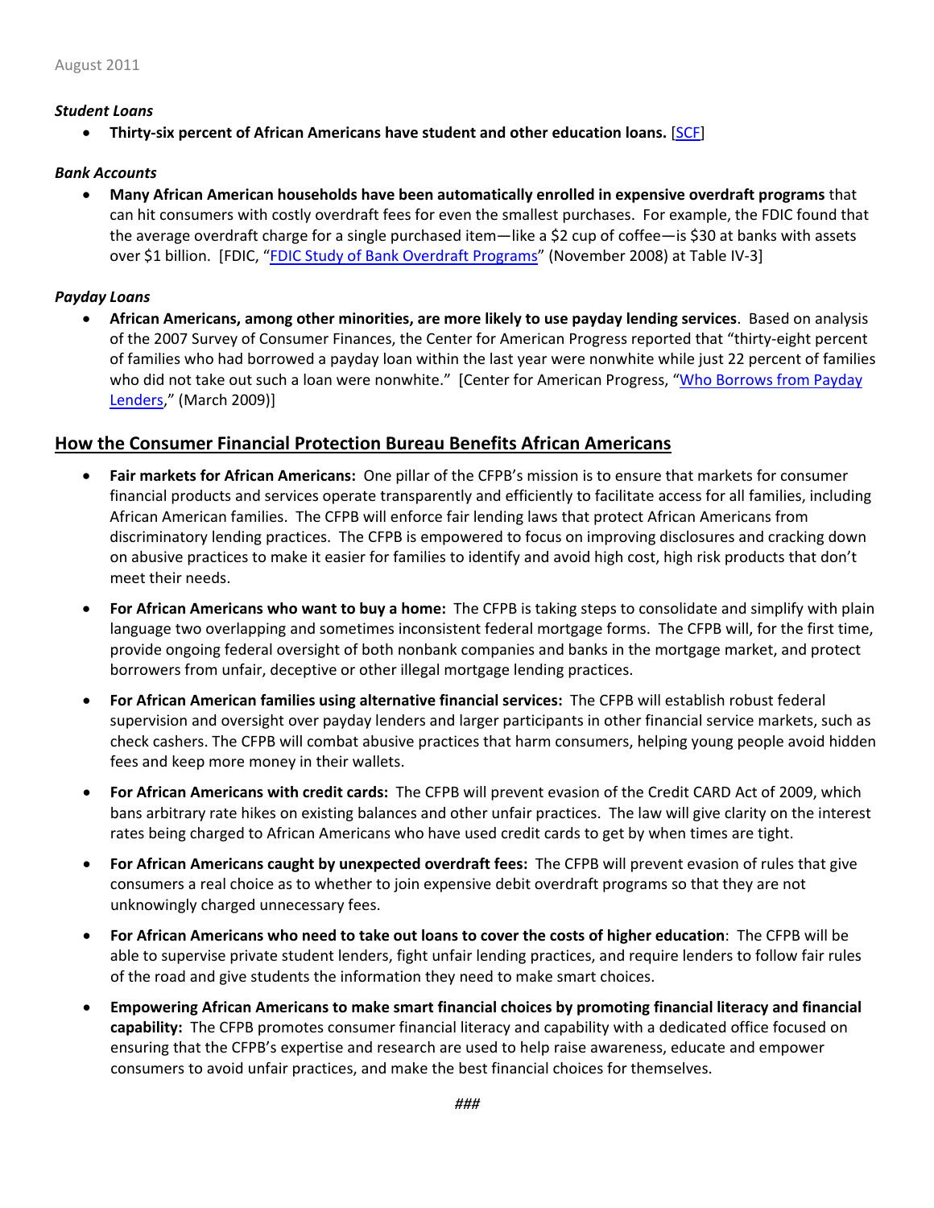### *Student Loans*

- **Thirty-six percent of African Americans have student and other education loans.** [SCF]

### *Bank Accounts*

- **Many African American households have been automatically enrolled in expensive overdraft programs** that can hit consumers with costly overdraft fees for even the smallest purchases. For example, the FDIC found that the average overdraft charge for a single purchased item—like a $2 cup of coffee—is $30 at banks with assets over $1 billion. [FDIC, "FDIC Study of Bank Overdraft Programs" (November 2008) at Table IV-3]

### *Payday Loans*

- **African Americans, among other minorities, are more likely to use payday lending services**. Based on analysis of the 2007 Survey of Consumer Finances, the Center for American Progress reported that "thirty-eight percent of families who had borrowed a payday loan within the last year were nonwhite while just 22 percent of families who did not take out such a loan were nonwhite." [Center for American Progress, "Who Borrows from Payday Lenders," (March 2009)]

## How the Consumer Financial Protection Bureau Benefits African Americans

- **Fair markets for African Americans:** One pillar of the CFPB's mission is to ensure that markets for consumer financial products and services operate transparently and efficiently to facilitate access for all families, including African American families. The CFPB will enforce fair lending laws that protect African Americans from discriminatory lending practices. The CFPB is empowered to focus on improving disclosures and cracking down on abusive practices to make it easier for families to identify and avoid high cost, high risk products that don't meet their needs.

- **For African Americans who want to buy a home:** The CFPB is taking steps to consolidate and simplify with plain language two overlapping and sometimes inconsistent federal mortgage forms. The CFPB will, for the first time, provide ongoing federal oversight of both nonbank companies and banks in the mortgage market, and protect borrowers from unfair, deceptive or other illegal mortgage lending practices.

- **For African American families using alternative financial services:** The CFPB will establish robust federal supervision and oversight over payday lenders and larger participants in other financial service markets, such as check cashers. The CFPB will combat abusive practices that harm consumers, helping young people avoid hidden fees and keep more money in their wallets.

- **For African Americans with credit cards:** The CFPB will prevent evasion of the Credit CARD Act of 2009, which bans arbitrary rate hikes on existing balances and other unfair practices. The law will give clarity on the interest rates being charged to African Americans who have used credit cards to get by when times are tight.

- **For African Americans caught by unexpected overdraft fees:** The CFPB will prevent evasion of rules that give consumers a real choice as to whether to join expensive debit overdraft programs so that they are not unknowingly charged unnecessary fees.

- **For African Americans who need to take out loans to cover the costs of higher education**: The CFPB will be able to supervise private student lenders, fight unfair lending practices, and require lenders to follow fair rules of the road and give students the information they need to make smart choices.

- **Empowering African Americans to make smart financial choices by promoting financial literacy and financial capability:** The CFPB promotes consumer financial literacy and capability with a dedicated office focused on ensuring that the CFPB's expertise and research are used to help raise awareness, educate and empower consumers to avoid unfair practices, and make the best financial choices for themselves.

###